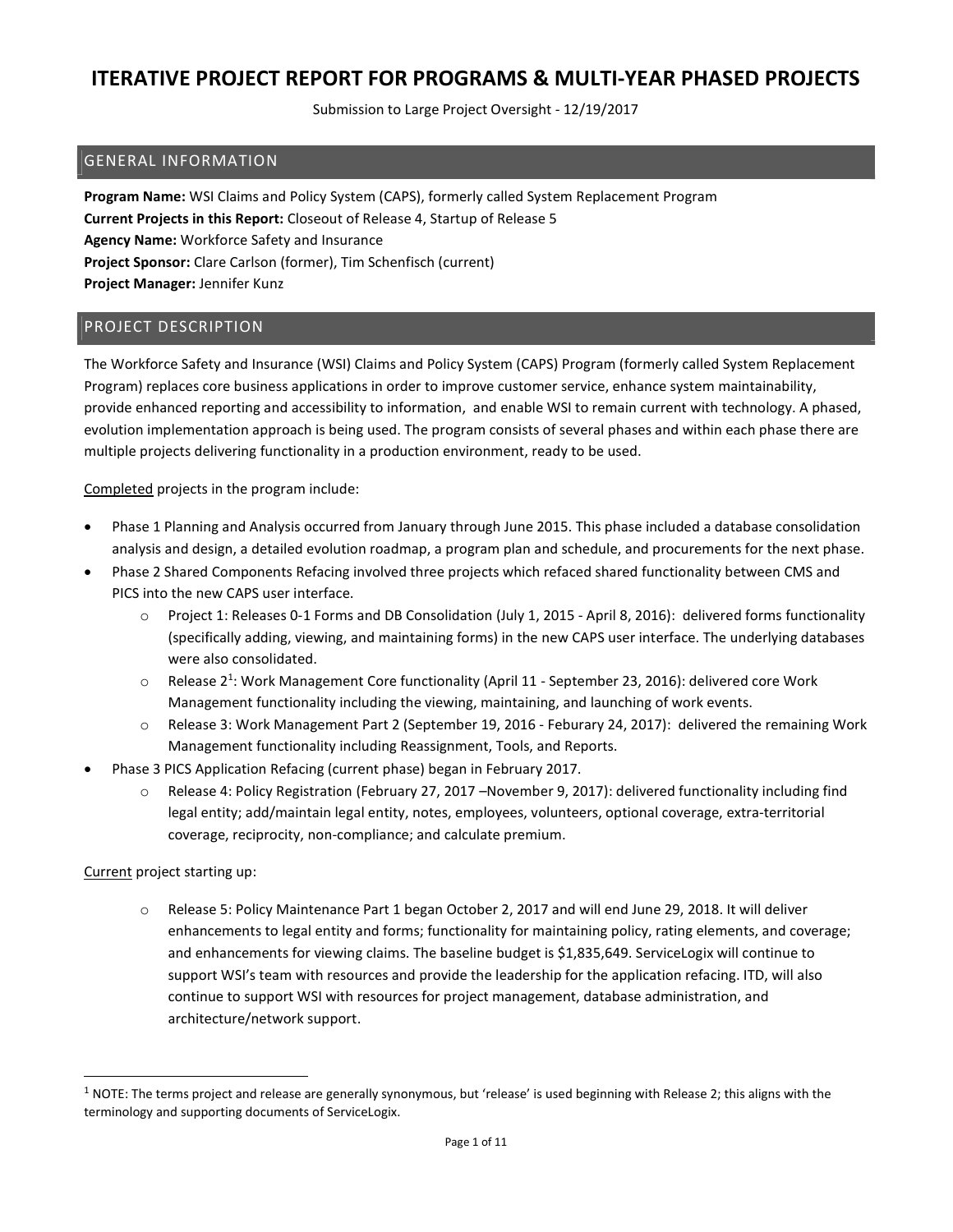# ITERATIVE PROJECT REPORT FOR PROGRAMS & MULTI-YEAR PHASED PROJECTS

Submission to Large Project Oversight - 12/19/2017

## GENERAL INFORMATION

**Program Name:** WSI Claims and Policy System (CAPS), formerly called System Replacement Program
**Current Projects in this Report:** Closeout of Release 4, Startup of Release 5
**Agency Name:** Workforce Safety and Insurance
**Project Sponsor:** Clare Carlson (former), Tim Schenfisch (current)
**Project Manager:** Jennifer Kunz

## PROJECT DESCRIPTION

The Workforce Safety and Insurance (WSI) Claims and Policy System (CAPS) Program (formerly called System Replacement Program) replaces core business applications in order to improve customer service, enhance system maintainability, provide enhanced reporting and accessibility to information, and enable WSI to remain current with technology. A phased, evolution implementation approach is being used. The program consists of several phases and within each phase there are multiple projects delivering functionality in a production environment, ready to be used.

Completed projects in the program include:

- Phase 1 Planning and Analysis occurred from January through June 2015. This phase included a database consolidation analysis and design, a detailed evolution roadmap, a program plan and schedule, and procurements for the next phase.
- Phase 2 Shared Components Refacing involved three projects which refaced shared functionality between CMS and PICS into the new CAPS user interface.
  - Project 1: Releases 0-1 Forms and DB Consolidation (July 1, 2015 - April 8, 2016): delivered forms functionality (specifically adding, viewing, and maintaining forms) in the new CAPS user interface. The underlying databases were also consolidated.
  - Release 2[1]: Work Management Core functionality (April 11 - September 23, 2016): delivered core Work Management functionality including the viewing, maintaining, and launching of work events.
  - Release 3: Work Management Part 2 (September 19, 2016 - Feburary 24, 2017): delivered the remaining Work Management functionality including Reassignment, Tools, and Reports.
- Phase 3 PICS Application Refacing (current phase) began in February 2017.
  - Release 4: Policy Registration (February 27, 2017 –November 9, 2017): delivered functionality including find legal entity; add/maintain legal entity, notes, employees, volunteers, optional coverage, extra-territorial coverage, reciprocity, non-compliance; and calculate premium.

Current project starting up:

- Release 5: Policy Maintenance Part 1 began October 2, 2017 and will end June 29, 2018. It will deliver enhancements to legal entity and forms; functionality for maintaining policy, rating elements, and coverage; and enhancements for viewing claims. The baseline budget is $1,835,649. ServiceLogix will continue to support WSI's team with resources and provide the leadership for the application refacing. ITD, will also continue to support WSI with resources for project management, database administration, and architecture/network support.

[1] NOTE: The terms project and release are generally synonymous, but 'release' is used beginning with Release 2; this aligns with the terminology and supporting documents of ServiceLogix.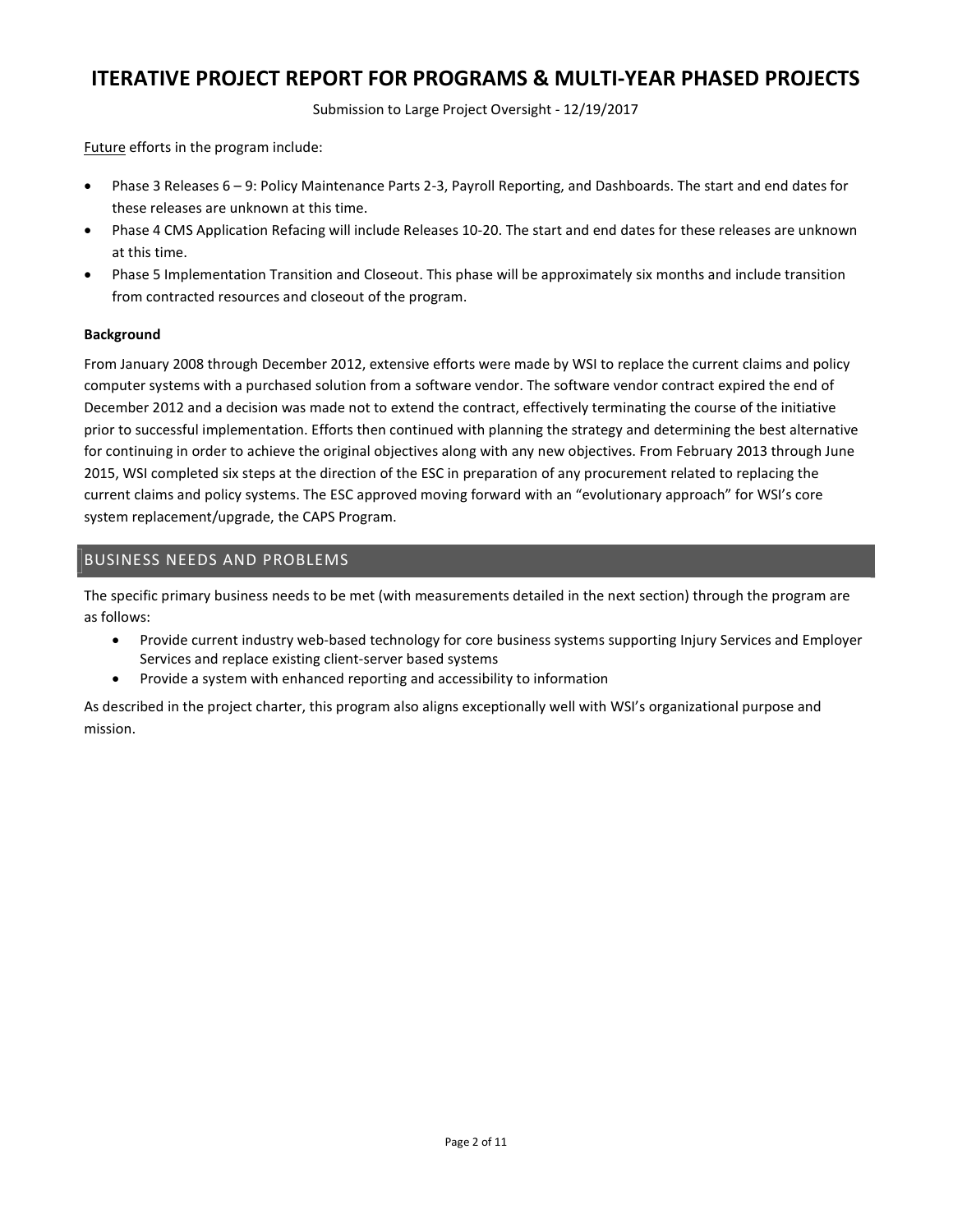Future efforts in the program include:

- Phase 3 Releases 6 – 9: Policy Maintenance Parts 2-3, Payroll Reporting, and Dashboards. The start and end dates for these releases are unknown at this time.
- Phase 4 CMS Application Refacing will include Releases 10-20. The start and end dates for these releases are unknown at this time.
- Phase 5 Implementation Transition and Closeout. This phase will be approximately six months and include transition from contracted resources and closeout of the program.

**Background**

From January 2008 through December 2012, extensive efforts were made by WSI to replace the current claims and policy computer systems with a purchased solution from a software vendor. The software vendor contract expired the end of December 2012 and a decision was made not to extend the contract, effectively terminating the course of the initiative prior to successful implementation. Efforts then continued with planning the strategy and determining the best alternative for continuing in order to achieve the original objectives along with any new objectives. From February 2013 through June 2015, WSI completed six steps at the direction of the ESC in preparation of any procurement related to replacing the current claims and policy systems. The ESC approved moving forward with an "evolutionary approach" for WSI's core system replacement/upgrade, the CAPS Program.

## BUSINESS NEEDS AND PROBLEMS

The specific primary business needs to be met (with measurements detailed in the next section) through the program are as follows:

- Provide current industry web-based technology for core business systems supporting Injury Services and Employer Services and replace existing client-server based systems
- Provide a system with enhanced reporting and accessibility to information

As described in the project charter, this program also aligns exceptionally well with WSI's organizational purpose and mission.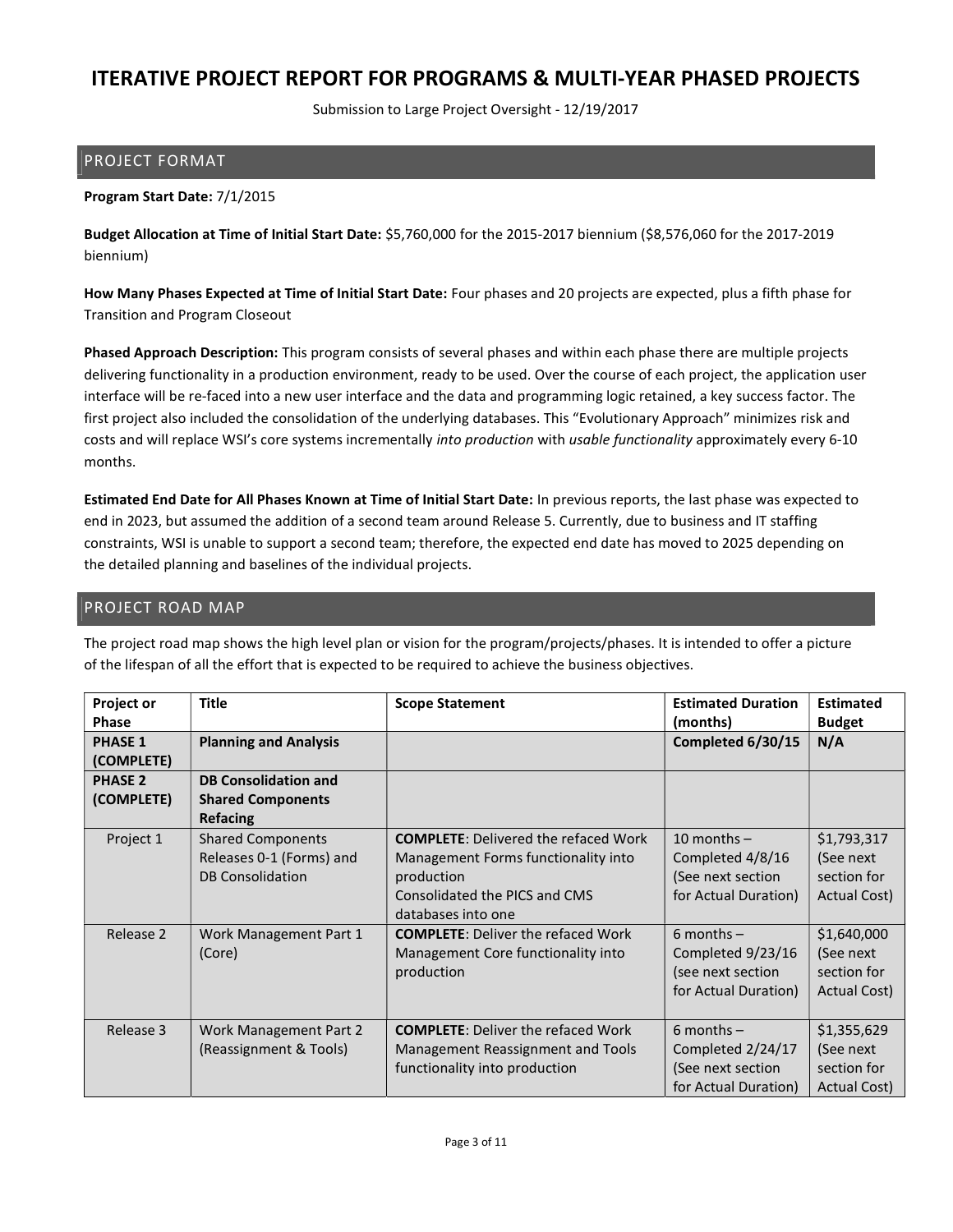# ITERATIVE PROJECT REPORT FOR PROGRAMS & MULTI-YEAR PHASED PROJECTS

Submission to Large Project Oversight - 12/19/2017

## PROJECT FORMAT

**Program Start Date:** 7/1/2015

**Budget Allocation at Time of Initial Start Date:** $5,760,000 for the 2015-2017 biennium ($8,576,060 for the 2017-2019 biennium)

**How Many Phases Expected at Time of Initial Start Date:** Four phases and 20 projects are expected, plus a fifth phase for Transition and Program Closeout

**Phased Approach Description:** This program consists of several phases and within each phase there are multiple projects delivering functionality in a production environment, ready to be used. Over the course of each project, the application user interface will be re-faced into a new user interface and the data and programming logic retained, a key success factor. The first project also included the consolidation of the underlying databases. This "Evolutionary Approach" minimizes risk and costs and will replace WSI's core systems incrementally *into production* with *usable functionality* approximately every 6-10 months.

**Estimated End Date for All Phases Known at Time of Initial Start Date:** In previous reports, the last phase was expected to end in 2023, but assumed the addition of a second team around Release 5. Currently, due to business and IT staffing constraints, WSI is unable to support a second team; therefore, the expected end date has moved to 2025 depending on the detailed planning and baselines of the individual projects.

## PROJECT ROAD MAP

The project road map shows the high level plan or vision for the program/projects/phases. It is intended to offer a picture of the lifespan of all the effort that is expected to be required to achieve the business objectives.

| Project or Phase | Title | Scope Statement | Estimated Duration (months) | Estimated Budget |
|---|---|---|---|---|
| **PHASE 1 (COMPLETE)** | **Planning and Analysis** | | **Completed 6/30/15** | **N/A** |
| **PHASE 2 (COMPLETE)** | **DB Consolidation and Shared Components Refacing** | | | |
| Project 1 | Shared Components Releases 0-1 (Forms) and DB Consolidation | **COMPLETE**: Delivered the refaced Work Management Forms functionality into production<br>Consolidated the PICS and CMS databases into one | 10 months – Completed 4/8/16 (See next section for Actual Duration) | $1,793,317 (See next section for Actual Cost) |
| Release 2 | Work Management Part 1 (Core) | **COMPLETE**: Deliver the refaced Work Management Core functionality into production | 6 months – Completed 9/23/16 (see next section for Actual Duration) | $1,640,000 (See next section for Actual Cost) |
| Release 3 | Work Management Part 2 (Reassignment & Tools) | **COMPLETE**: Deliver the refaced Work Management Reassignment and Tools functionality into production | 6 months – Completed 2/24/17 (See next section for Actual Duration) | $1,355,629 (See next section for Actual Cost) |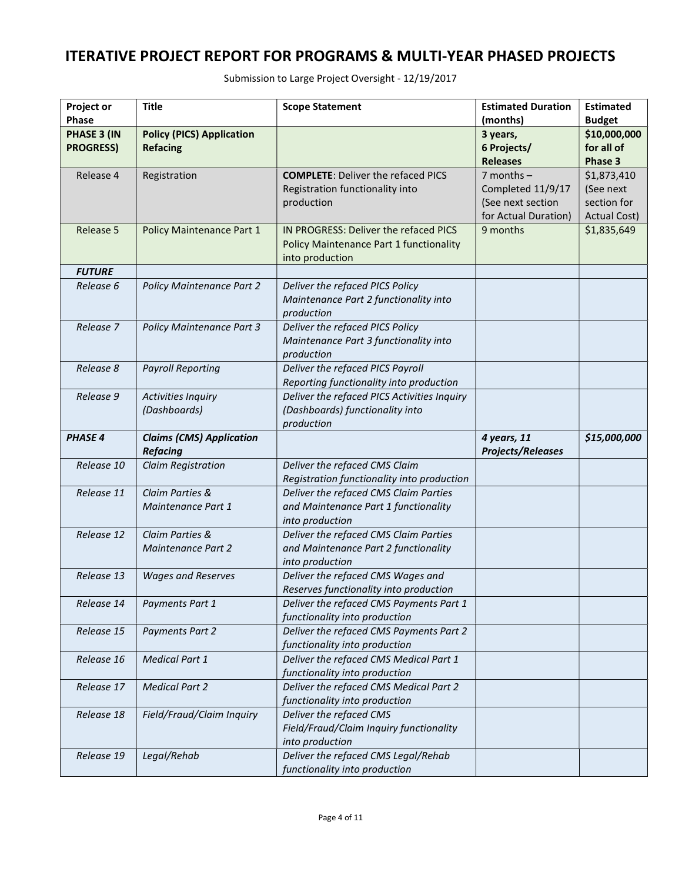# ITERATIVE PROJECT REPORT FOR PROGRAMS & MULTI-YEAR PHASED PROJECTS

Submission to Large Project Oversight - 12/19/2017

| Project or Phase | Title | Scope Statement | Estimated Duration (months) | Estimated Budget |
|---|---|---|---|---|
| **PHASE 3 (IN PROGRESS)** | **Policy (PICS) Application Refacing** | | **3 years, 6 Projects/ Releases** | **$10,000,000 for all of Phase 3** |
| Release 4 | Registration | **COMPLETE**: Deliver the refaced PICS Registration functionality into production | 7 months – Completed 11/9/17 (See next section for Actual Duration) | $1,873,410 (See next section for Actual Cost) |
| Release 5 | Policy Maintenance Part 1 | IN PROGRESS: Deliver the refaced PICS Policy Maintenance Part 1 functionality into production | 9 months | $1,835,649 |
| ***FUTURE*** | | | | |
| *Release 6* | *Policy Maintenance Part 2* | *Deliver the refaced PICS Policy Maintenance Part 2 functionality into production* | | |
| *Release 7* | *Policy Maintenance Part 3* | *Deliver the refaced PICS Policy Maintenance Part 3 functionality into production* | | |
| *Release 8* | *Payroll Reporting* | *Deliver the refaced PICS Payroll Reporting functionality into production* | | |
| *Release 9* | *Activities Inquiry (Dashboards)* | *Deliver the refaced PICS Activities Inquiry (Dashboards) functionality into production* | | |
| ***PHASE 4*** | ***Claims (CMS) Application Refacing*** | | ***4 years, 11 Projects/Releases*** | ***$15,000,000*** |
| *Release 10* | *Claim Registration* | *Deliver the refaced CMS Claim Registration functionality into production* | | |
| *Release 11* | *Claim Parties & Maintenance Part 1* | *Deliver the refaced CMS Claim Parties and Maintenance Part 1 functionality into production* | | |
| *Release 12* | *Claim Parties & Maintenance Part 2* | *Deliver the refaced CMS Claim Parties and Maintenance Part 2 functionality into production* | | |
| *Release 13* | *Wages and Reserves* | *Deliver the refaced CMS Wages and Reserves functionality into production* | | |
| *Release 14* | *Payments Part 1* | *Deliver the refaced CMS Payments Part 1 functionality into production* | | |
| *Release 15* | *Payments Part 2* | *Deliver the refaced CMS Payments Part 2 functionality into production* | | |
| *Release 16* | *Medical Part 1* | *Deliver the refaced CMS Medical Part 1 functionality into production* | | |
| *Release 17* | *Medical Part 2* | *Deliver the refaced CMS Medical Part 2 functionality into production* | | |
| *Release 18* | *Field/Fraud/Claim Inquiry* | *Deliver the refaced CMS Field/Fraud/Claim Inquiry functionality into production* | | |
| *Release 19* | *Legal/Rehab* | *Deliver the refaced CMS Legal/Rehab functionality into production* | | |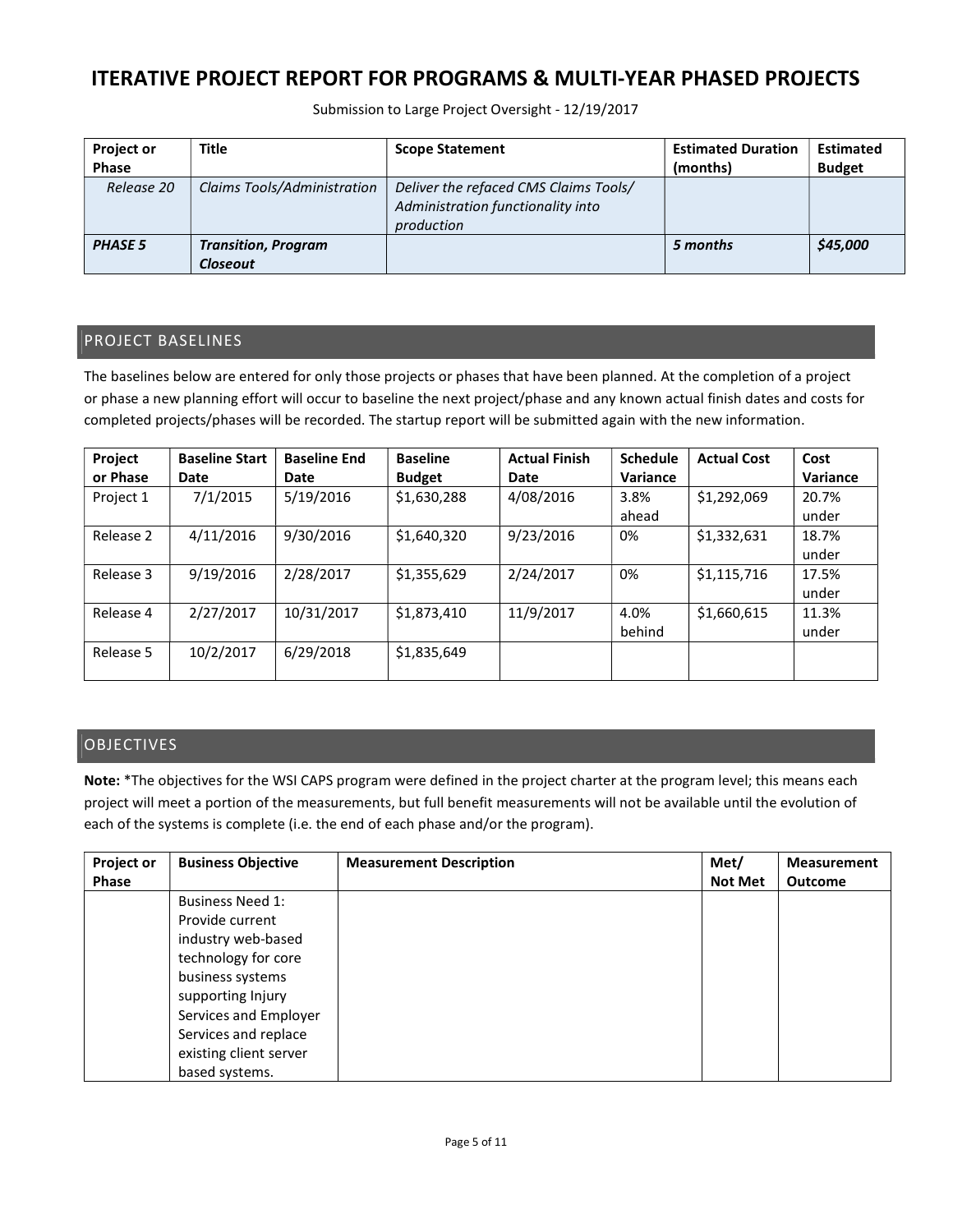# ITERATIVE PROJECT REPORT FOR PROGRAMS & MULTI-YEAR PHASED PROJECTS

Submission to Large Project Oversight - 12/19/2017

| Project or Phase | Title | Scope Statement | Estimated Duration (months) | Estimated Budget |
|---|---|---|---|---|
| *Release 20* | *Claims Tools/Administration* | *Deliver the refaced CMS Claims Tools/ Administration functionality into production* | | |
| ***PHASE 5*** | ***Transition, Program Closeout*** | | ***5 months*** | ***$45,000*** |

## PROJECT BASELINES

The baselines below are entered for only those projects or phases that have been planned. At the completion of a project or phase a new planning effort will occur to baseline the next project/phase and any known actual finish dates and costs for completed projects/phases will be recorded. The startup report will be submitted again with the new information.

| Project or Phase | Baseline Start Date | Baseline End Date | Baseline Budget | Actual Finish Date | Schedule Variance | Actual Cost | Cost Variance |
|---|---|---|---|---|---|---|---|
| Project 1 | 7/1/2015 | 5/19/2016 | $1,630,288 | 4/08/2016 | 3.8% ahead | $1,292,069 | 20.7% under |
| Release 2 | 4/11/2016 | 9/30/2016 | $1,640,320 | 9/23/2016 | 0% | $1,332,631 | 18.7% under |
| Release 3 | 9/19/2016 | 2/28/2017 | $1,355,629 | 2/24/2017 | 0% | $1,115,716 | 17.5% under |
| Release 4 | 2/27/2017 | 10/31/2017 | $1,873,410 | 11/9/2017 | 4.0% behind | $1,660,615 | 11.3% under |
| Release 5 | 10/2/2017 | 6/29/2018 | $1,835,649 | | | | |

## OBJECTIVES

**Note:** *The objectives for the WSI CAPS program were defined in the project charter at the program level; this means each project will meet a portion of the measurements, but full benefit measurements will not be available until the evolution of each of the systems is complete (i.e. the end of each phase and/or the program).

| Project or Phase | Business Objective | Measurement Description | Met/ Not Met | Measurement Outcome |
|---|---|---|---|---|
| | Business Need 1: Provide current industry web-based technology for core business systems supporting Injury Services and Employer Services and replace existing client server based systems. | | | |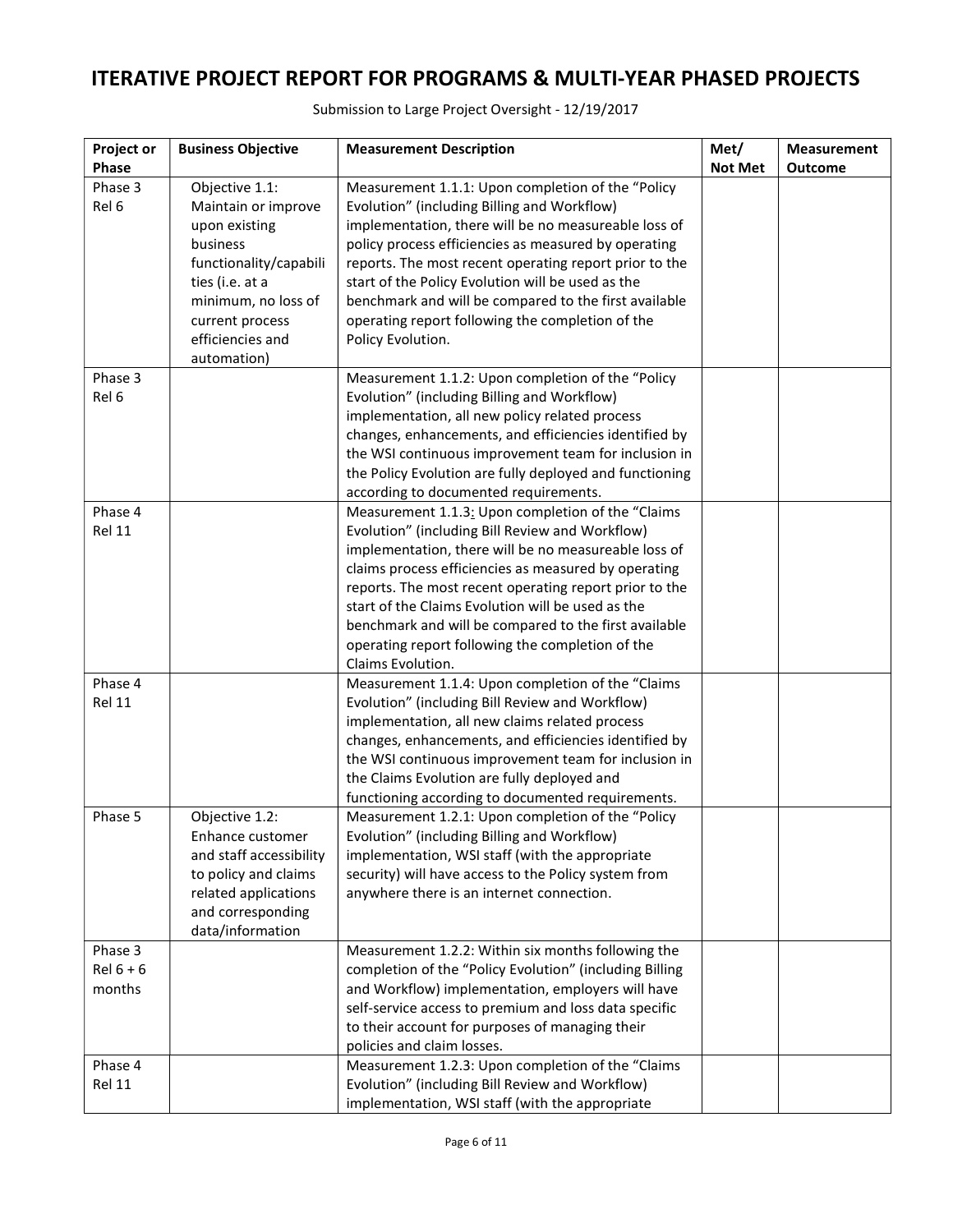# ITERATIVE PROJECT REPORT FOR PROGRAMS & MULTI-YEAR PHASED PROJECTS

Submission to Large Project Oversight - 12/19/2017

| Project or Phase | Business Objective | Measurement Description | Met/ Not Met | Measurement Outcome |
|---|---|---|---|---|
| Phase 3 Rel 6 | Objective 1.1: Maintain or improve upon existing business functionality/capabilities (i.e. at a minimum, no loss of current process efficiencies and automation) | Measurement 1.1.1: Upon completion of the "Policy Evolution" (including Billing and Workflow) implementation, there will be no measureable loss of policy process efficiencies as measured by operating reports. The most recent operating report prior to the start of the Policy Evolution will be used as the benchmark and will be compared to the first available operating report following the completion of the Policy Evolution. | | |
| Phase 3 Rel 6 | | Measurement 1.1.2: Upon completion of the "Policy Evolution" (including Billing and Workflow) implementation, all new policy related process changes, enhancements, and efficiencies identified by the WSI continuous improvement team for inclusion in the Policy Evolution are fully deployed and functioning according to documented requirements. | | |
| Phase 4 Rel 11 | | Measurement 1.1.3: Upon completion of the "Claims Evolution" (including Bill Review and Workflow) implementation, there will be no measureable loss of claims process efficiencies as measured by operating reports. The most recent operating report prior to the start of the Claims Evolution will be used as the benchmark and will be compared to the first available operating report following the completion of the Claims Evolution. | | |
| Phase 4 Rel 11 | | Measurement 1.1.4: Upon completion of the "Claims Evolution" (including Bill Review and Workflow) implementation, all new claims related process changes, enhancements, and efficiencies identified by the WSI continuous improvement team for inclusion in the Claims Evolution are fully deployed and functioning according to documented requirements. | | |
| Phase 5 | Objective 1.2: Enhance customer and staff accessibility to policy and claims related applications and corresponding data/information | Measurement 1.2.1: Upon completion of the "Policy Evolution" (including Billing and Workflow) implementation, WSI staff (with the appropriate security) will have access to the Policy system from anywhere there is an internet connection. | | |
| Phase 3 Rel 6 + 6 months | | Measurement 1.2.2: Within six months following the completion of the "Policy Evolution" (including Billing and Workflow) implementation, employers will have self-service access to premium and loss data specific to their account for purposes of managing their policies and claim losses. | | |
| Phase 4 Rel 11 | | Measurement 1.2.3: Upon completion of the "Claims Evolution" (including Bill Review and Workflow) implementation, WSI staff (with the appropriate | | |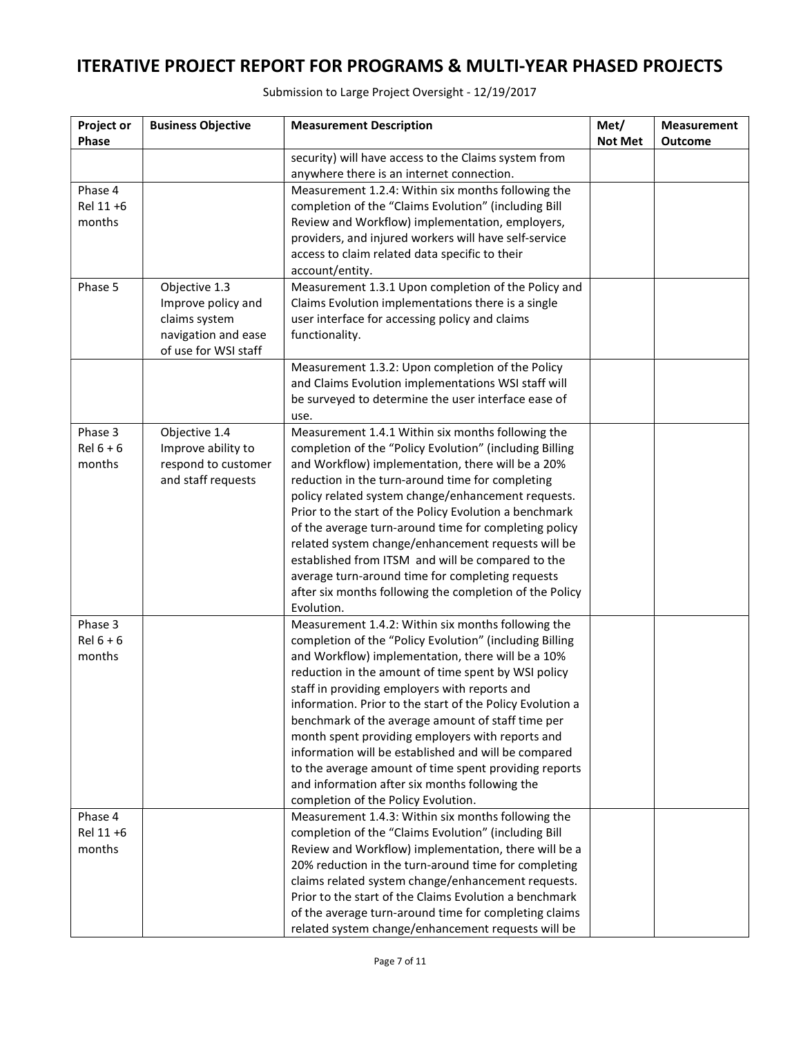# ITERATIVE PROJECT REPORT FOR PROGRAMS & MULTI-YEAR PHASED PROJECTS

Submission to Large Project Oversight - 12/19/2017

| Project or Phase | Business Objective | Measurement Description | Met/ Not Met | Measurement Outcome |
|---|---|---|---|---|
| | | security) will have access to the Claims system from anywhere there is an internet connection. | | |
| Phase 4 Rel 11 +6 months | | Measurement 1.2.4: Within six months following the completion of the "Claims Evolution" (including Bill Review and Workflow) implementation, employers, providers, and injured workers will have self-service access to claim related data specific to their account/entity. | | |
| Phase 5 | Objective 1.3 Improve policy and claims system navigation and ease of use for WSI staff | Measurement 1.3.1 Upon completion of the Policy and Claims Evolution implementations there is a single user interface for accessing policy and claims functionality. | | |
| | | Measurement 1.3.2: Upon completion of the Policy and Claims Evolution implementations WSI staff will be surveyed to determine the user interface ease of use. | | |
| Phase 3 Rel 6 + 6 months | Objective 1.4 Improve ability to respond to customer and staff requests | Measurement 1.4.1 Within six months following the completion of the "Policy Evolution" (including Billing and Workflow) implementation, there will be a 20% reduction in the turn-around time for completing policy related system change/enhancement requests. Prior to the start of the Policy Evolution a benchmark of the average turn-around time for completing policy related system change/enhancement requests will be established from ITSM and will be compared to the average turn-around time for completing requests after six months following the completion of the Policy Evolution. | | |
| Phase 3 Rel 6 + 6 months | | Measurement 1.4.2: Within six months following the completion of the "Policy Evolution" (including Billing and Workflow) implementation, there will be a 10% reduction in the amount of time spent by WSI policy staff in providing employers with reports and information. Prior to the start of the Policy Evolution a benchmark of the average amount of staff time per month spent providing employers with reports and information will be established and will be compared to the average amount of time spent providing reports and information after six months following the completion of the Policy Evolution. | | |
| Phase 4 Rel 11 +6 months | | Measurement 1.4.3: Within six months following the completion of the "Claims Evolution" (including Bill Review and Workflow) implementation, there will be a 20% reduction in the turn-around time for completing claims related system change/enhancement requests. Prior to the start of the Claims Evolution a benchmark of the average turn-around time for completing claims related system change/enhancement requests will be | | |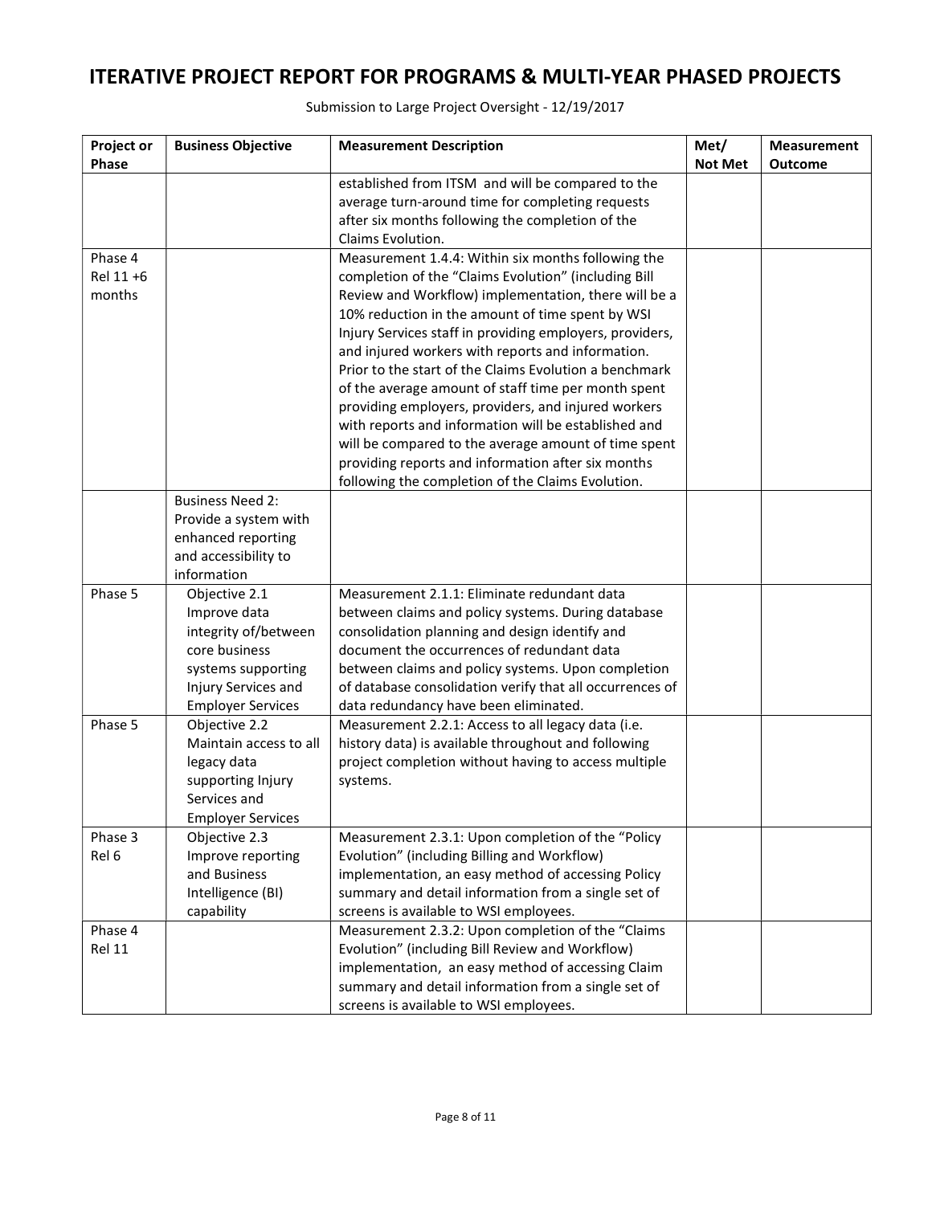# ITERATIVE PROJECT REPORT FOR PROGRAMS & MULTI-YEAR PHASED PROJECTS

Submission to Large Project Oversight - 12/19/2017

| Project or Phase | Business Objective | Measurement Description | Met/ Not Met | Measurement Outcome |
|---|---|---|---|---|
| | | established from ITSM and will be compared to the average turn-around time for completing requests after six months following the completion of the Claims Evolution. | | |
| Phase 4 Rel 11 +6 months | | Measurement 1.4.4: Within six months following the completion of the "Claims Evolution" (including Bill Review and Workflow) implementation, there will be a 10% reduction in the amount of time spent by WSI Injury Services staff in providing employers, providers, and injured workers with reports and information. Prior to the start of the Claims Evolution a benchmark of the average amount of staff time per month spent providing employers, providers, and injured workers with reports and information will be established and will be compared to the average amount of time spent providing reports and information after six months following the completion of the Claims Evolution. | | |
| | Business Need 2: Provide a system with enhanced reporting and accessibility to information | | | |
| Phase 5 | Objective 2.1 Improve data integrity of/between core business systems supporting Injury Services and Employer Services | Measurement 2.1.1: Eliminate redundant data between claims and policy systems. During database consolidation planning and design identify and document the occurrences of redundant data between claims and policy systems. Upon completion of database consolidation verify that all occurrences of data redundancy have been eliminated. | | |
| Phase 5 | Objective 2.2 Maintain access to all legacy data supporting Injury Services and Employer Services | Measurement 2.2.1: Access to all legacy data (i.e. history data) is available throughout and following project completion without having to access multiple systems. | | |
| Phase 3 Rel 6 | Objective 2.3 Improve reporting and Business Intelligence (BI) capability | Measurement 2.3.1: Upon completion of the "Policy Evolution" (including Billing and Workflow) implementation, an easy method of accessing Policy summary and detail information from a single set of screens is available to WSI employees. | | |
| Phase 4 Rel 11 | | Measurement 2.3.2: Upon completion of the "Claims Evolution" (including Bill Review and Workflow) implementation, an easy method of accessing Claim summary and detail information from a single set of screens is available to WSI employees. | | |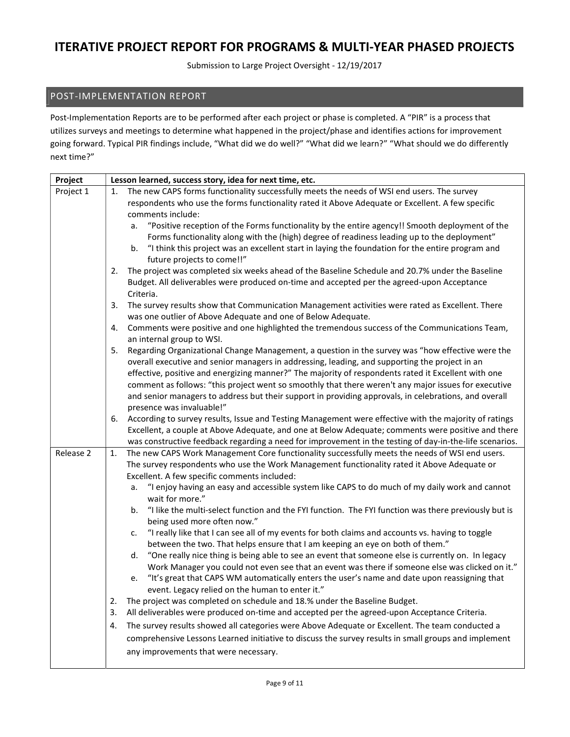# ITERATIVE PROJECT REPORT FOR PROGRAMS & MULTI-YEAR PHASED PROJECTS

Submission to Large Project Oversight - 12/19/2017

## POST-IMPLEMENTATION REPORT

Post-Implementation Reports are to be performed after each project or phase is completed. A "PIR" is a process that utilizes surveys and meetings to determine what happened in the project/phase and identifies actions for improvement going forward. Typical PIR findings include, "What did we do well?" "What did we learn?" "What should we do differently next time?"

| Project | Lesson learned, success story, idea for next time, etc. |
|---|---|
| Project 1 | 1. The new CAPS forms functionality successfully meets the needs of WSI end users. The survey respondents who use the forms functionality rated it Above Adequate or Excellent. A few specific comments include:<br>a. "Positive reception of the Forms functionality by the entire agency!! Smooth deployment of the Forms functionality along with the (high) degree of readiness leading up to the deployment"<br>b. "I think this project was an excellent start in laying the foundation for the entire program and future projects to come!!"<br>2. The project was completed six weeks ahead of the Baseline Schedule and 20.7% under the Baseline Budget. All deliverables were produced on-time and accepted per the agreed-upon Acceptance Criteria.<br>3. The survey results show that Communication Management activities were rated as Excellent. There was one outlier of Above Adequate and one of Below Adequate.<br>4. Comments were positive and one highlighted the tremendous success of the Communications Team, an internal group to WSI.<br>5. Regarding Organizational Change Management, a question in the survey was "how effective were the overall executive and senior managers in addressing, leading, and supporting the project in an effective, positive and energizing manner?" The majority of respondents rated it Excellent with one comment as follows: "this project went so smoothly that there weren't any major issues for executive and senior managers to address but their support in providing approvals, in celebrations, and overall presence was invaluable!"<br>6. According to survey results, Issue and Testing Management were effective with the majority of ratings Excellent, a couple at Above Adequate, and one at Below Adequate; comments were positive and there was constructive feedback regarding a need for improvement in the testing of day-in-the-life scenarios. |
| Release 2 | 1. The new CAPS Work Management Core functionality successfully meets the needs of WSI end users. The survey respondents who use the Work Management functionality rated it Above Adequate or Excellent. A few specific comments included:<br>a. "I enjoy having an easy and accessible system like CAPS to do much of my daily work and cannot wait for more."<br>b. "I like the multi-select function and the FYI function. The FYI function was there previously but is being used more often now."<br>c. "I really like that I can see all of my events for both claims and accounts vs. having to toggle between the two. That helps ensure that I am keeping an eye on both of them."<br>d. "One really nice thing is being able to see an event that someone else is currently on. In legacy Work Manager you could not even see that an event was there if someone else was clicked on it."<br>e. "It's great that CAPS WM automatically enters the user's name and date upon reassigning that event. Legacy relied on the human to enter it."<br>2. The project was completed on schedule and 18.% under the Baseline Budget.<br>3. All deliverables were produced on-time and accepted per the agreed-upon Acceptance Criteria.<br>4. The survey results showed all categories were Above Adequate or Excellent. The team conducted a comprehensive Lessons Learned initiative to discuss the survey results in small groups and implement any improvements that were necessary. |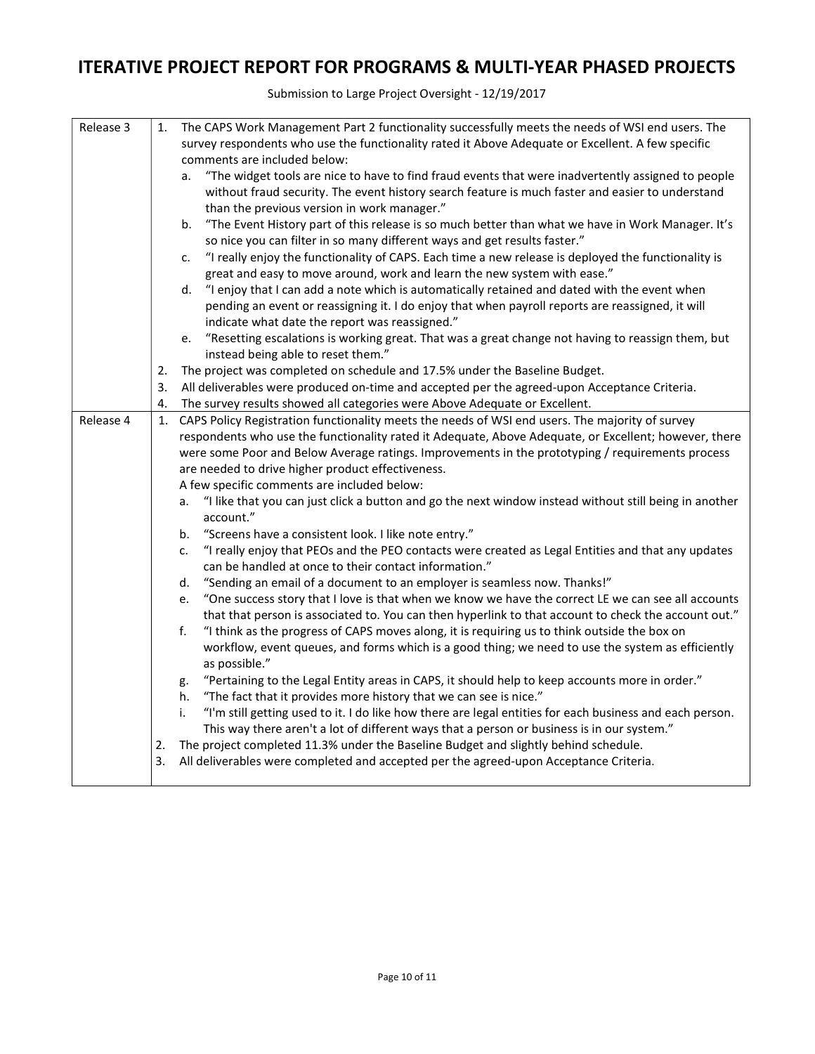# ITERATIVE PROJECT REPORT FOR PROGRAMS & MULTI-YEAR PHASED PROJECTS

Submission to Large Project Oversight - 12/19/2017

| | |
|---|---|
| Release 3 | 1. The CAPS Work Management Part 2 functionality successfully meets the needs of WSI end users. The survey respondents who use the functionality rated it Above Adequate or Excellent. A few specific comments are included below:<br>a. "The widget tools are nice to have to find fraud events that were inadvertently assigned to people without fraud security. The event history search feature is much faster and easier to understand than the previous version in work manager."<br>b. "The Event History part of this release is so much better than what we have in Work Manager. It's so nice you can filter in so many different ways and get results faster."<br>c. "I really enjoy the functionality of CAPS. Each time a new release is deployed the functionality is great and easy to move around, work and learn the new system with ease."<br>d. "I enjoy that I can add a note which is automatically retained and dated with the event when pending an event or reassigning it. I do enjoy that when payroll reports are reassigned, it will indicate what date the report was reassigned."<br>e. "Resetting escalations is working great. That was a great change not having to reassign them, but instead being able to reset them."<br>2. The project was completed on schedule and 17.5% under the Baseline Budget.<br>3. All deliverables were produced on-time and accepted per the agreed-upon Acceptance Criteria.<br>4. The survey results showed all categories were Above Adequate or Excellent. |
| Release 4 | 1. CAPS Policy Registration functionality meets the needs of WSI end users. The majority of survey respondents who use the functionality rated it Adequate, Above Adequate, or Excellent; however, there were some Poor and Below Average ratings. Improvements in the prototyping / requirements process are needed to drive higher product effectiveness.<br>A few specific comments are included below:<br>a. "I like that you can just click a button and go the next window instead without still being in another account."<br>b. "Screens have a consistent look. I like note entry."<br>c. "I really enjoy that PEOs and the PEO contacts were created as Legal Entities and that any updates can be handled at once to their contact information."<br>d. "Sending an email of a document to an employer is seamless now. Thanks!"<br>e. "One success story that I love is that when we know we have the correct LE we can see all accounts that that person is associated to. You can then hyperlink to that account to check the account out."<br>f. "I think as the progress of CAPS moves along, it is requiring us to think outside the box on workflow, event queues, and forms which is a good thing; we need to use the system as efficiently as possible."<br>g. "Pertaining to the Legal Entity areas in CAPS, it should help to keep accounts more in order."<br>h. "The fact that it provides more history that we can see is nice."<br>i. "I'm still getting used to it. I do like how there are legal entities for each business and each person. This way there aren't a lot of different ways that a person or business is in our system."<br>2. The project completed 11.3% under the Baseline Budget and slightly behind schedule.<br>3. All deliverables were completed and accepted per the agreed-upon Acceptance Criteria. |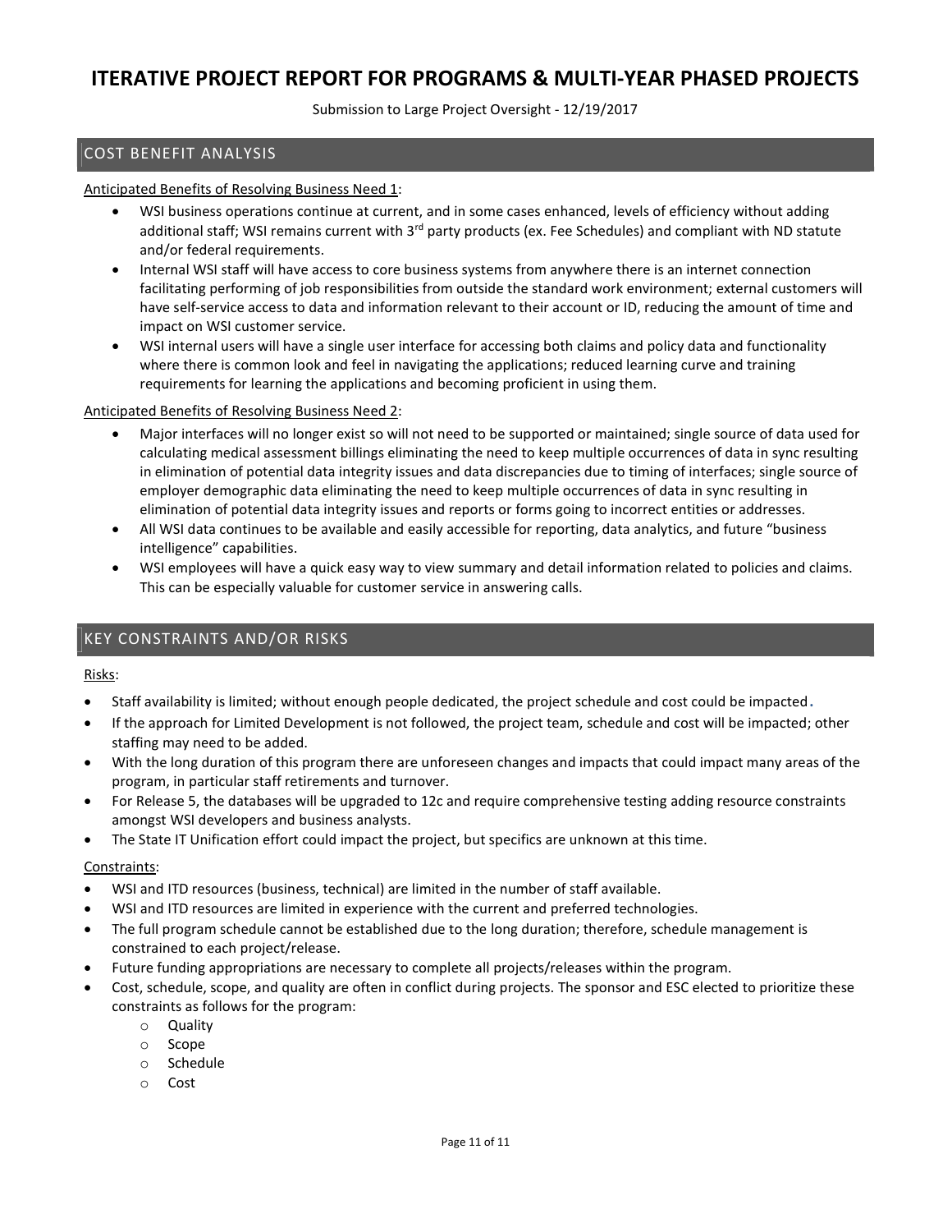# ITERATIVE PROJECT REPORT FOR PROGRAMS & MULTI-YEAR PHASED PROJECTS

Submission to Large Project Oversight - 12/19/2017

## COST BENEFIT ANALYSIS

Anticipated Benefits of Resolving Business Need 1:

- WSI business operations continue at current, and in some cases enhanced, levels of efficiency without adding additional staff; WSI remains current with 3rd party products (ex. Fee Schedules) and compliant with ND statute and/or federal requirements.
- Internal WSI staff will have access to core business systems from anywhere there is an internet connection facilitating performing of job responsibilities from outside the standard work environment; external customers will have self-service access to data and information relevant to their account or ID, reducing the amount of time and impact on WSI customer service.
- WSI internal users will have a single user interface for accessing both claims and policy data and functionality where there is common look and feel in navigating the applications; reduced learning curve and training requirements for learning the applications and becoming proficient in using them.

Anticipated Benefits of Resolving Business Need 2:

- Major interfaces will no longer exist so will not need to be supported or maintained; single source of data used for calculating medical assessment billings eliminating the need to keep multiple occurrences of data in sync resulting in elimination of potential data integrity issues and data discrepancies due to timing of interfaces; single source of employer demographic data eliminating the need to keep multiple occurrences of data in sync resulting in elimination of potential data integrity issues and reports or forms going to incorrect entities or addresses.
- All WSI data continues to be available and easily accessible for reporting, data analytics, and future "business intelligence" capabilities.
- WSI employees will have a quick easy way to view summary and detail information related to policies and claims. This can be especially valuable for customer service in answering calls.

## KEY CONSTRAINTS AND/OR RISKS

Risks:

- Staff availability is limited; without enough people dedicated, the project schedule and cost could be impacted.
- If the approach for Limited Development is not followed, the project team, schedule and cost will be impacted; other staffing may need to be added.
- With the long duration of this program there are unforeseen changes and impacts that could impact many areas of the program, in particular staff retirements and turnover.
- For Release 5, the databases will be upgraded to 12c and require comprehensive testing adding resource constraints amongst WSI developers and business analysts.
- The State IT Unification effort could impact the project, but specifics are unknown at this time.

Constraints:

- WSI and ITD resources (business, technical) are limited in the number of staff available.
- WSI and ITD resources are limited in experience with the current and preferred technologies.
- The full program schedule cannot be established due to the long duration; therefore, schedule management is constrained to each project/release.
- Future funding appropriations are necessary to complete all projects/releases within the program.
- Cost, schedule, scope, and quality are often in conflict during projects. The sponsor and ESC elected to prioritize these constraints as follows for the program:
  - Quality
  - Scope
  - Schedule
  - Cost